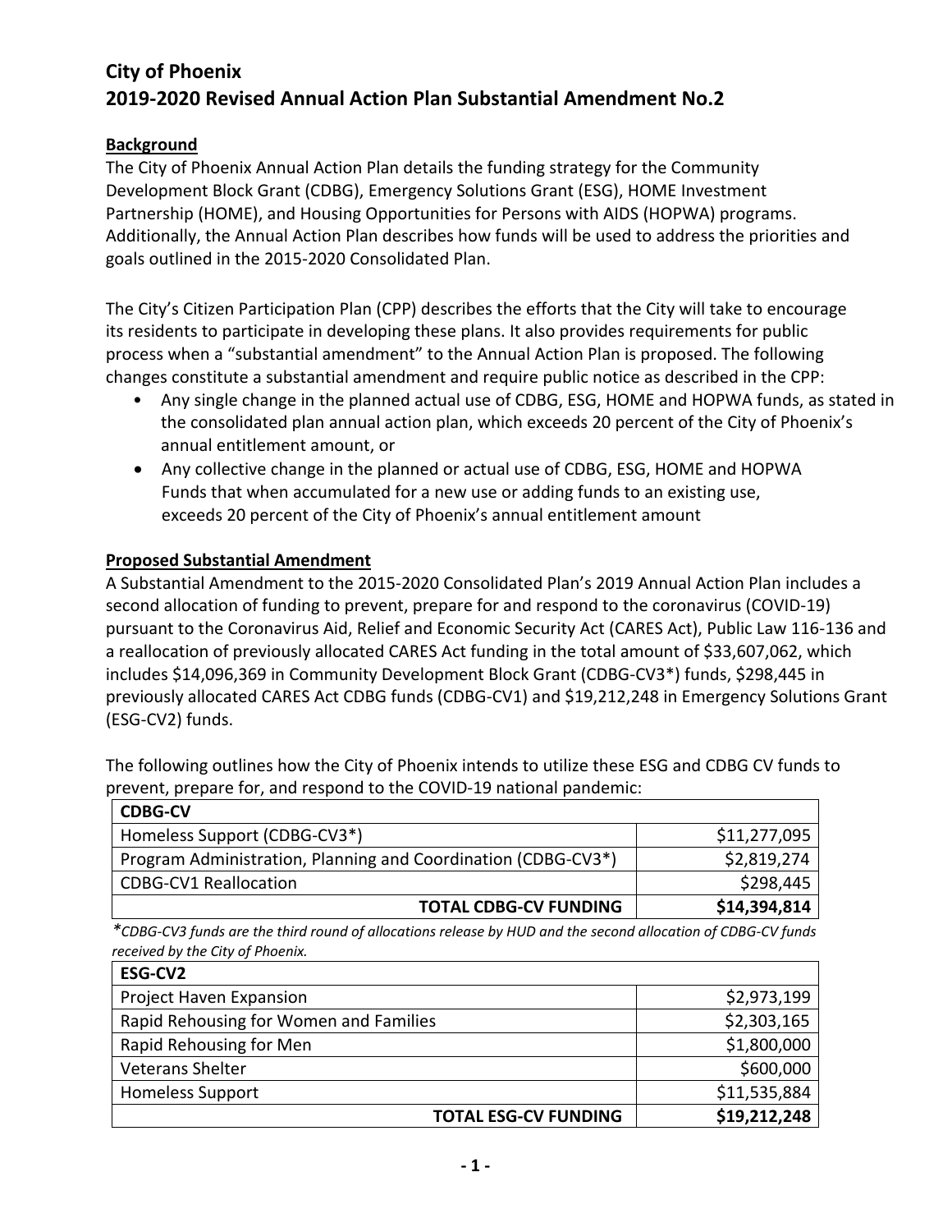# City of Phoenix
# 2019-2020 Revised Annual Action Plan Substantial Amendment No.2

## Background

The City of Phoenix Annual Action Plan details the funding strategy for the Community Development Block Grant (CDBG), Emergency Solutions Grant (ESG), HOME Investment Partnership (HOME), and Housing Opportunities for Persons with AIDS (HOPWA) programs. Additionally, the Annual Action Plan describes how funds will be used to address the priorities and goals outlined in the 2015-2020 Consolidated Plan.

The City's Citizen Participation Plan (CPP) describes the efforts that the City will take to encourage its residents to participate in developing these plans. It also provides requirements for public process when a "substantial amendment" to the Annual Action Plan is proposed. The following changes constitute a substantial amendment and require public notice as described in the CPP:

- Any single change in the planned actual use of CDBG, ESG, HOME and HOPWA funds, as stated in the consolidated plan annual action plan, which exceeds 20 percent of the City of Phoenix's annual entitlement amount, or
- Any collective change in the planned or actual use of CDBG, ESG, HOME and HOPWA Funds that when accumulated for a new use or adding funds to an existing use, exceeds 20 percent of the City of Phoenix's annual entitlement amount

## Proposed Substantial Amendment

A Substantial Amendment to the 2015-2020 Consolidated Plan's 2019 Annual Action Plan includes a second allocation of funding to prevent, prepare for and respond to the coronavirus (COVID-19) pursuant to the Coronavirus Aid, Relief and Economic Security Act (CARES Act), Public Law 116-136 and a reallocation of previously allocated CARES Act funding in the total amount of $33,607,062, which includes $14,096,369 in Community Development Block Grant (CDBG-CV3*) funds, $298,445 in previously allocated CARES Act CDBG funds (CDBG-CV1) and $19,212,248 in Emergency Solutions Grant (ESG-CV2) funds.

The following outlines how the City of Phoenix intends to utilize these ESG and CDBG CV funds to prevent, prepare for, and respond to the COVID-19 national pandemic:

| **CDBG-CV** | |
|---|---:|
| Homeless Support (CDBG-CV3*) | $11,277,095 |
| Program Administration, Planning and Coordination (CDBG-CV3*) | $2,819,274 |
| CDBG-CV1 Reallocation | $298,445 |
| **TOTAL CDBG-CV FUNDING** | **$14,394,814** |

*\*CDBG-CV3 funds are the third round of allocations release by HUD and the second allocation of CDBG-CV funds received by the City of Phoenix.*

| **ESG-CV2** | |
|---|---:|
| Project Haven Expansion | $2,973,199 |
| Rapid Rehousing for Women and Families | $2,303,165 |
| Rapid Rehousing for Men | $1,800,000 |
| Veterans Shelter | $600,000 |
| Homeless Support | $11,535,884 |
| **TOTAL ESG-CV FUNDING** | **$19,212,248** |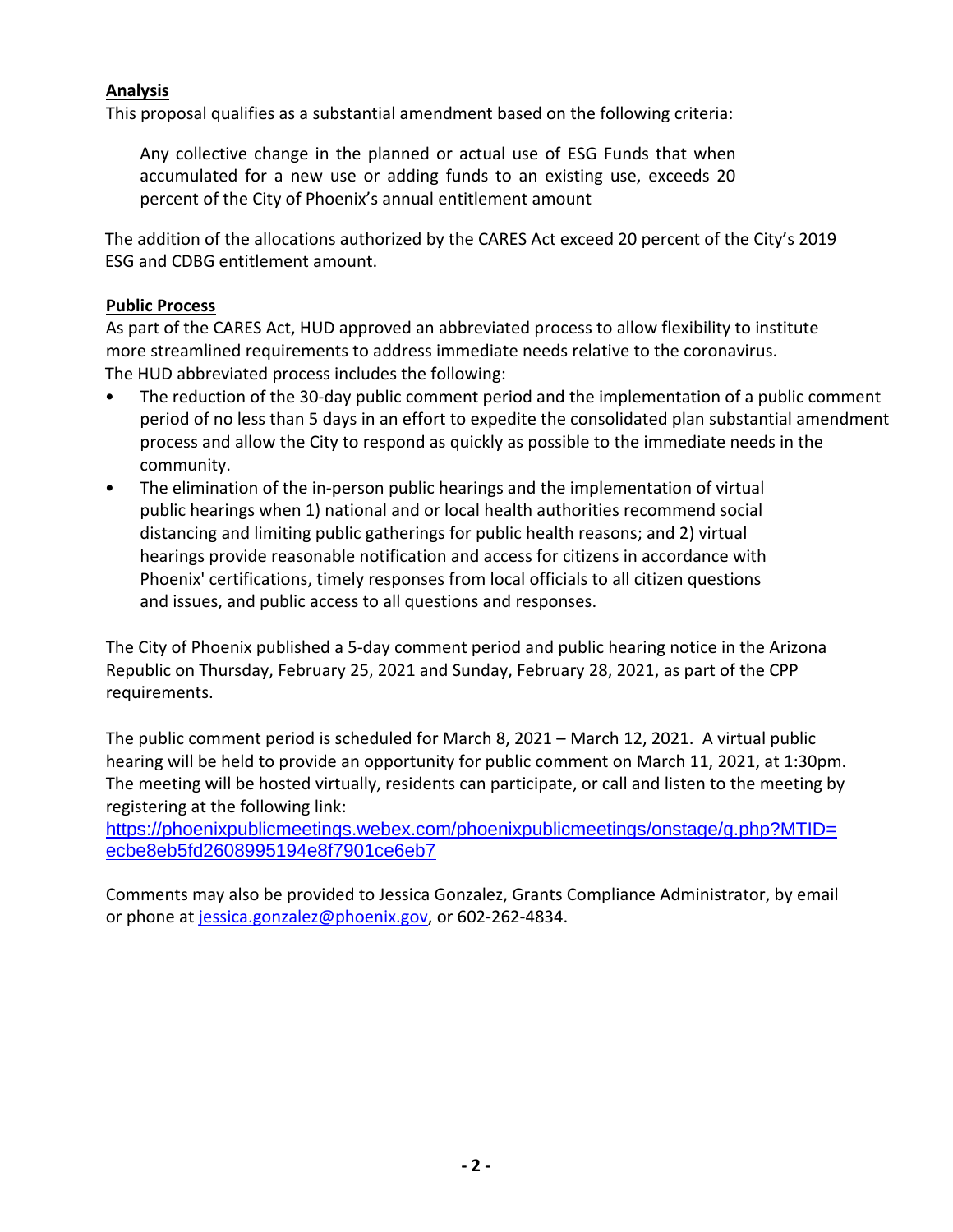**Analysis**

This proposal qualifies as a substantial amendment based on the following criteria:

> Any collective change in the planned or actual use of ESG Funds that when accumulated for a new use or adding funds to an existing use, exceeds 20 percent of the City of Phoenix's annual entitlement amount

The addition of the allocations authorized by the CARES Act exceed 20 percent of the City's 2019 ESG and CDBG entitlement amount.

**Public Process**

As part of the CARES Act, HUD approved an abbreviated process to allow flexibility to institute more streamlined requirements to address immediate needs relative to the coronavirus. The HUD abbreviated process includes the following:

- The reduction of the 30-day public comment period and the implementation of a public comment period of no less than 5 days in an effort to expedite the consolidated plan substantial amendment process and allow the City to respond as quickly as possible to the immediate needs in the community.
- The elimination of the in-person public hearings and the implementation of virtual public hearings when 1) national and or local health authorities recommend social distancing and limiting public gatherings for public health reasons; and 2) virtual hearings provide reasonable notification and access for citizens in accordance with Phoenix' certifications, timely responses from local officials to all citizen questions and issues, and public access to all questions and responses.

The City of Phoenix published a 5-day comment period and public hearing notice in the Arizona Republic on Thursday, February 25, 2021 and Sunday, February 28, 2021, as part of the CPP requirements.

The public comment period is scheduled for March 8, 2021 – March 12, 2021. A virtual public hearing will be held to provide an opportunity for public comment on March 11, 2021, at 1:30pm. The meeting will be hosted virtually, residents can participate, or call and listen to the meeting by registering at the following link:
https://phoenixpublicmeetings.webex.com/phoenixpublicmeetings/onstage/g.php?MTID=ecbe8eb5fd2608995194e8f7901ce6eb7

Comments may also be provided to Jessica Gonzalez, Grants Compliance Administrator, by email or phone at jessica.gonzalez@phoenix.gov, or 602-262-4834.